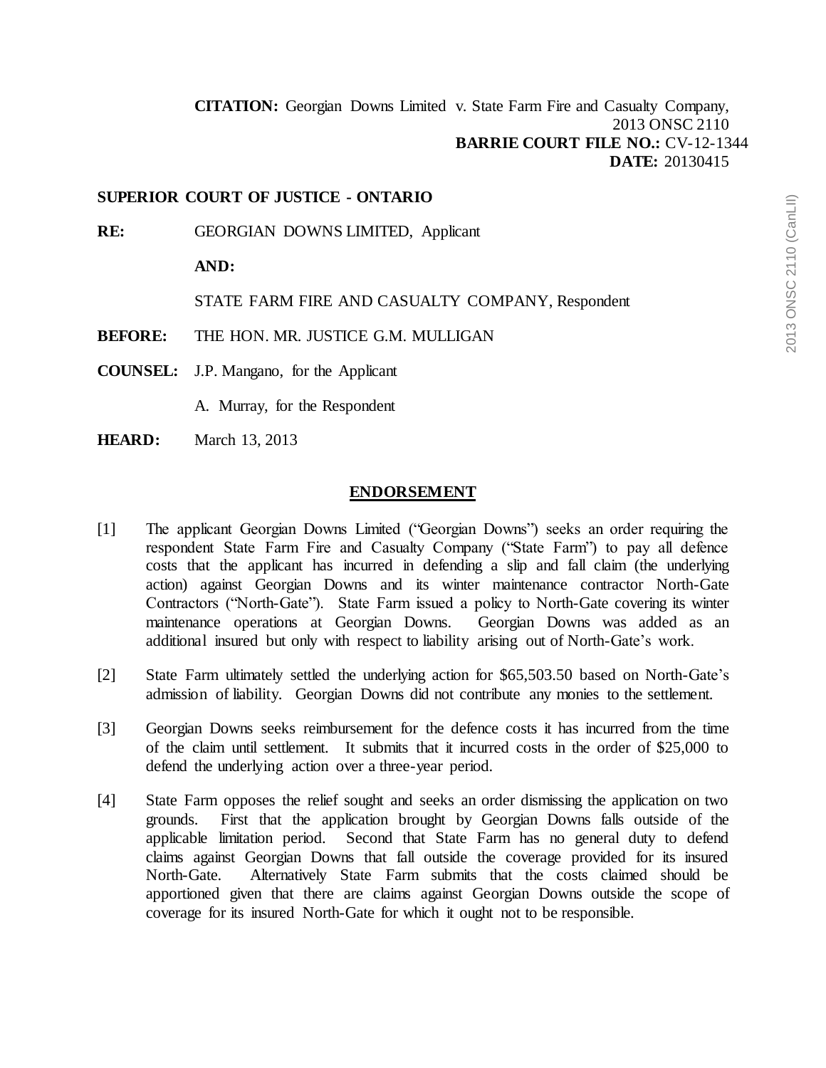**CITATION:** Georgian Downs Limited v. State Farm Fire and Casualty Company, 2013 ONSC 2110
**BARRIE COURT FILE NO.:** CV-12-1344
**DATE:** 20130415

**SUPERIOR COURT OF JUSTICE - ONTARIO**

**RE:** GEORGIAN DOWNS LIMITED, Applicant

**AND:**

STATE FARM FIRE AND CASUALTY COMPANY, Respondent

**BEFORE:** THE HON. MR. JUSTICE G.M. MULLIGAN

**COUNSEL:** J.P. Mangano, for the Applicant

A. Murray, for the Respondent

**HEARD:** March 13, 2013

## ENDORSEMENT

[1] The applicant Georgian Downs Limited ("Georgian Downs") seeks an order requiring the respondent State Farm Fire and Casualty Company ("State Farm") to pay all defence costs that the applicant has incurred in defending a slip and fall claim (the underlying action) against Georgian Downs and its winter maintenance contractor North-Gate Contractors ("North-Gate"). State Farm issued a policy to North-Gate covering its winter maintenance operations at Georgian Downs. Georgian Downs was added as an additional insured but only with respect to liability arising out of North-Gate's work.

[2] State Farm ultimately settled the underlying action for $65,503.50 based on North-Gate's admission of liability. Georgian Downs did not contribute any monies to the settlement.

[3] Georgian Downs seeks reimbursement for the defence costs it has incurred from the time of the claim until settlement. It submits that it incurred costs in the order of $25,000 to defend the underlying action over a three-year period.

[4] State Farm opposes the relief sought and seeks an order dismissing the application on two grounds. First that the application brought by Georgian Downs falls outside of the applicable limitation period. Second that State Farm has no general duty to defend claims against Georgian Downs that fall outside the coverage provided for its insured North-Gate. Alternatively State Farm submits that the costs claimed should be apportioned given that there are claims against Georgian Downs outside the scope of coverage for its insured North-Gate for which it ought not to be responsible.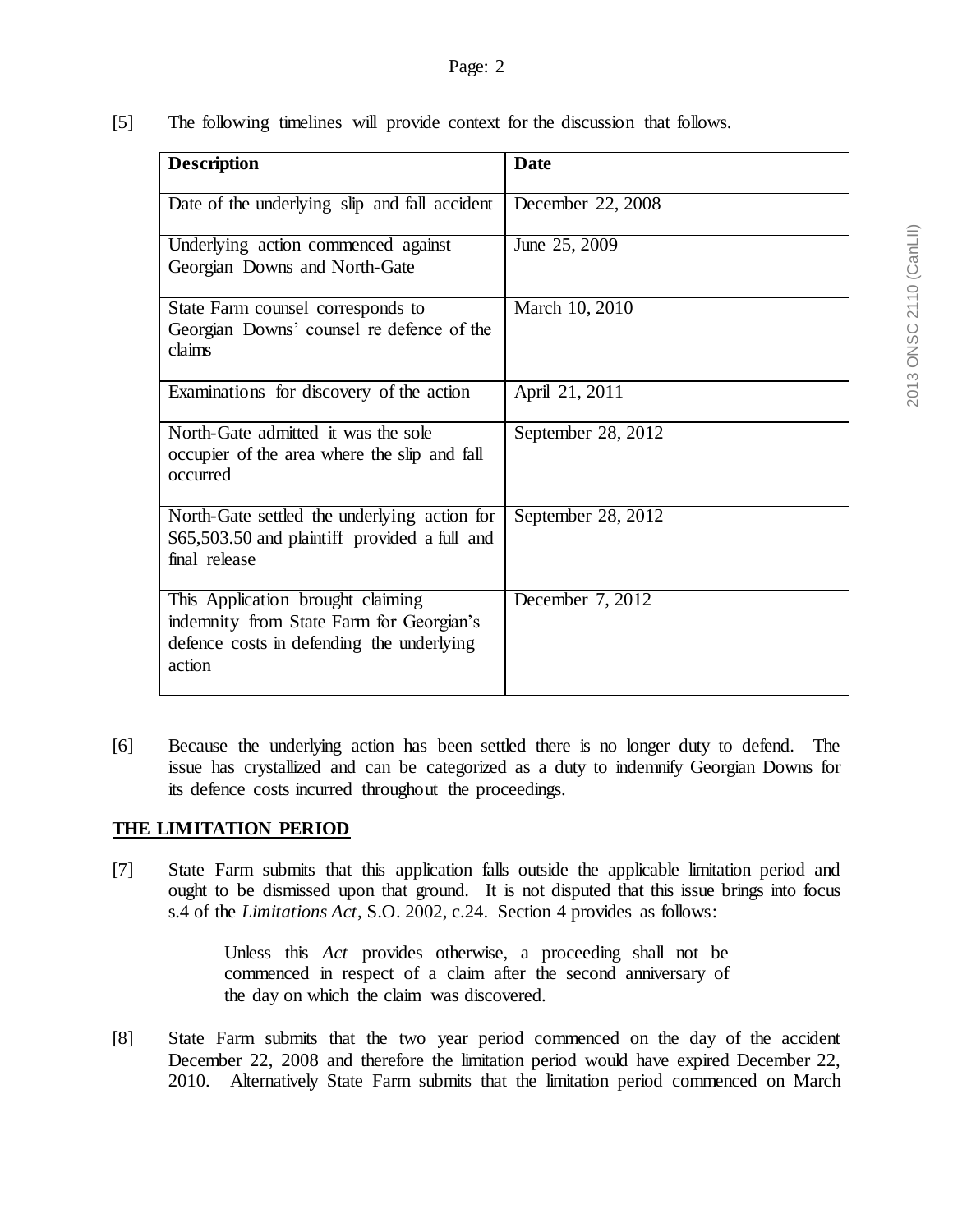[5] The following timelines will provide context for the discussion that follows.

| Description | Date |
| --- | --- |
| Date of the underlying slip and fall accident | December 22, 2008 |
| Underlying action commenced against Georgian Downs and North-Gate | June 25, 2009 |
| State Farm counsel corresponds to Georgian Downs' counsel re defence of the claims | March 10, 2010 |
| Examinations for discovery of the action | April 21, 2011 |
| North-Gate admitted it was the sole occupier of the area where the slip and fall occurred | September 28, 2012 |
| North-Gate settled the underlying action for $65,503.50 and plaintiff provided a full and final release | September 28, 2012 |
| This Application brought claiming indemnity from State Farm for Georgian's defence costs in defending the underlying action | December 7, 2012 |

[6] Because the underlying action has been settled there is no longer duty to defend. The issue has crystallized and can be categorized as a duty to indemnify Georgian Downs for its defence costs incurred throughout the proceedings.

## THE LIMITATION PERIOD

[7] State Farm submits that this application falls outside the applicable limitation period and ought to be dismissed upon that ground. It is not disputed that this issue brings into focus s.4 of the *Limitations Act*, S.O. 2002, c.24. Section 4 provides as follows:

> Unless this *Act* provides otherwise, a proceeding shall not be commenced in respect of a claim after the second anniversary of the day on which the claim was discovered.

[8] State Farm submits that the two year period commenced on the day of the accident December 22, 2008 and therefore the limitation period would have expired December 22, 2010. Alternatively State Farm submits that the limitation period commenced on March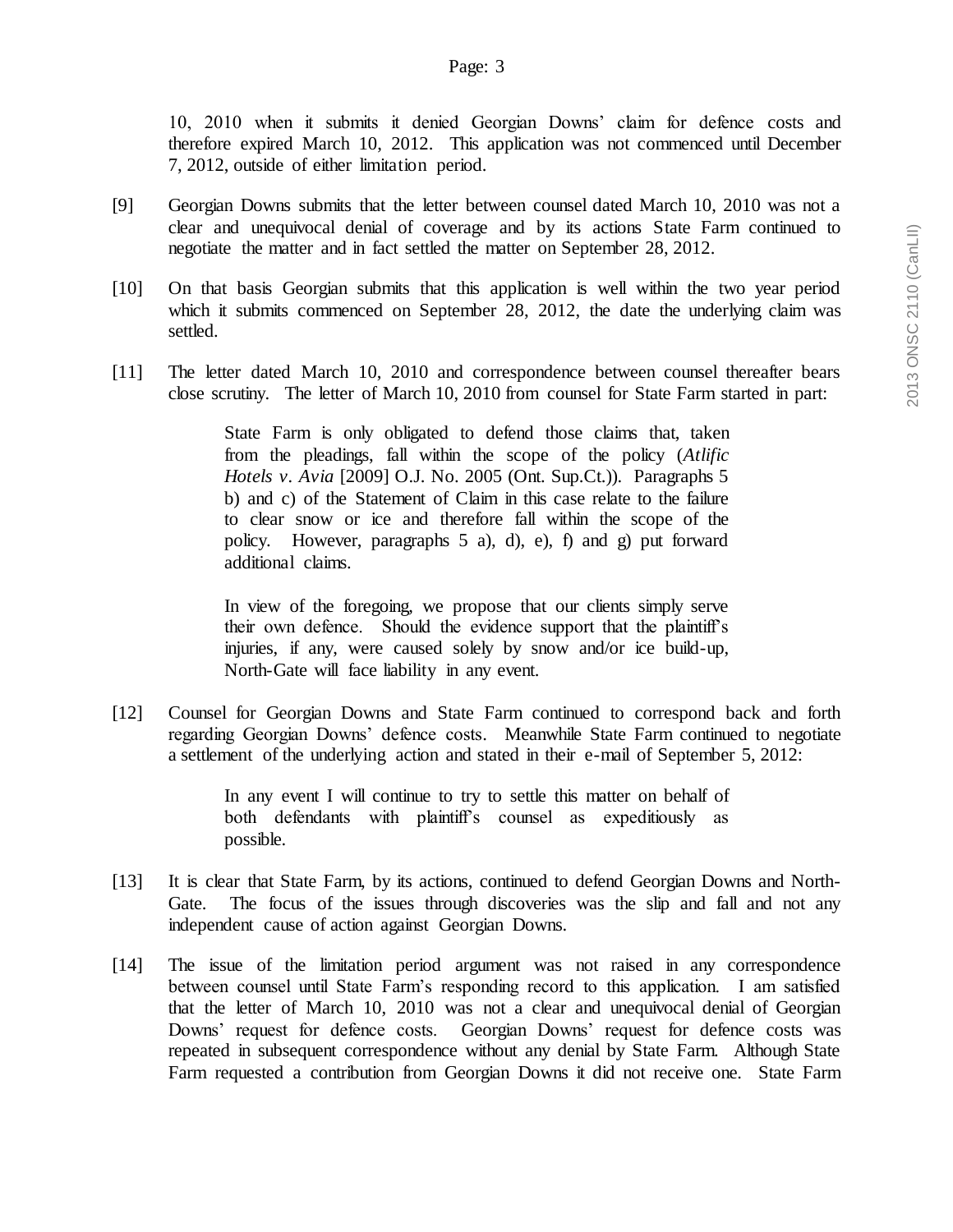10, 2010 when it submits it denied Georgian Downs' claim for defence costs and therefore expired March 10, 2012. This application was not commenced until December 7, 2012, outside of either limitation period.

[9] Georgian Downs submits that the letter between counsel dated March 10, 2010 was not a clear and unequivocal denial of coverage and by its actions State Farm continued to negotiate the matter and in fact settled the matter on September 28, 2012.

[10] On that basis Georgian submits that this application is well within the two year period which it submits commenced on September 28, 2012, the date the underlying claim was settled.

[11] The letter dated March 10, 2010 and correspondence between counsel thereafter bears close scrutiny. The letter of March 10, 2010 from counsel for State Farm started in part:

> State Farm is only obligated to defend those claims that, taken from the pleadings, fall within the scope of the policy (*Atlific Hotels v. Avia* [2009] O.J. No. 2005 (Ont. Sup.Ct.)). Paragraphs 5 b) and c) of the Statement of Claim in this case relate to the failure to clear snow or ice and therefore fall within the scope of the policy. However, paragraphs 5 a), d), e), f) and g) put forward additional claims.
>
> In view of the foregoing, we propose that our clients simply serve their own defence. Should the evidence support that the plaintiff's injuries, if any, were caused solely by snow and/or ice build-up, North-Gate will face liability in any event.

[12] Counsel for Georgian Downs and State Farm continued to correspond back and forth regarding Georgian Downs' defence costs. Meanwhile State Farm continued to negotiate a settlement of the underlying action and stated in their e-mail of September 5, 2012:

> In any event I will continue to try to settle this matter on behalf of both defendants with plaintiff's counsel as expeditiously as possible.

[13] It is clear that State Farm, by its actions, continued to defend Georgian Downs and North-Gate. The focus of the issues through discoveries was the slip and fall and not any independent cause of action against Georgian Downs.

[14] The issue of the limitation period argument was not raised in any correspondence between counsel until State Farm's responding record to this application. I am satisfied that the letter of March 10, 2010 was not a clear and unequivocal denial of Georgian Downs' request for defence costs. Georgian Downs' request for defence costs was repeated in subsequent correspondence without any denial by State Farm. Although State Farm requested a contribution from Georgian Downs it did not receive one. State Farm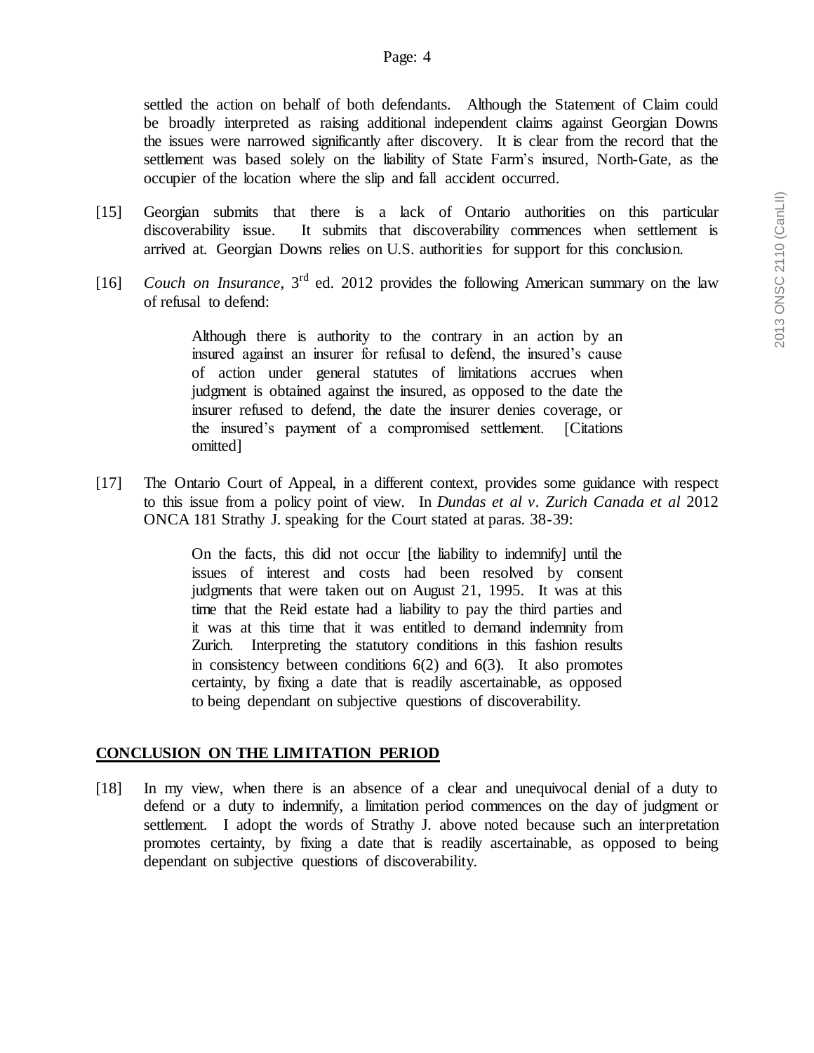settled the action on behalf of both defendants. Although the Statement of Claim could be broadly interpreted as raising additional independent claims against Georgian Downs the issues were narrowed significantly after discovery. It is clear from the record that the settlement was based solely on the liability of State Farm's insured, North-Gate, as the occupier of the location where the slip and fall accident occurred.

[15] Georgian submits that there is a lack of Ontario authorities on this particular discoverability issue. It submits that discoverability commences when settlement is arrived at. Georgian Downs relies on U.S. authorities for support for this conclusion.

[16] *Couch on Insurance*, 3rd ed. 2012 provides the following American summary on the law of refusal to defend:

> Although there is authority to the contrary in an action by an insured against an insurer for refusal to defend, the insured's cause of action under general statutes of limitations accrues when judgment is obtained against the insured, as opposed to the date the insurer refused to defend, the date the insurer denies coverage, or the insured's payment of a compromised settlement. [Citations omitted]

[17] The Ontario Court of Appeal, in a different context, provides some guidance with respect to this issue from a policy point of view. In *Dundas et al v. Zurich Canada et al* 2012 ONCA 181 Strathy J. speaking for the Court stated at paras. 38-39:

> On the facts, this did not occur [the liability to indemnify] until the issues of interest and costs had been resolved by consent judgments that were taken out on August 21, 1995. It was at this time that the Reid estate had a liability to pay the third parties and it was at this time that it was entitled to demand indemnity from Zurich. Interpreting the statutory conditions in this fashion results in consistency between conditions 6(2) and 6(3). It also promotes certainty, by fixing a date that is readily ascertainable, as opposed to being dependant on subjective questions of discoverability.

## CONCLUSION ON THE LIMITATION PERIOD

[18] In my view, when there is an absence of a clear and unequivocal denial of a duty to defend or a duty to indemnify, a limitation period commences on the day of judgment or settlement. I adopt the words of Strathy J. above noted because such an interpretation promotes certainty, by fixing a date that is readily ascertainable, as opposed to being dependant on subjective questions of discoverability.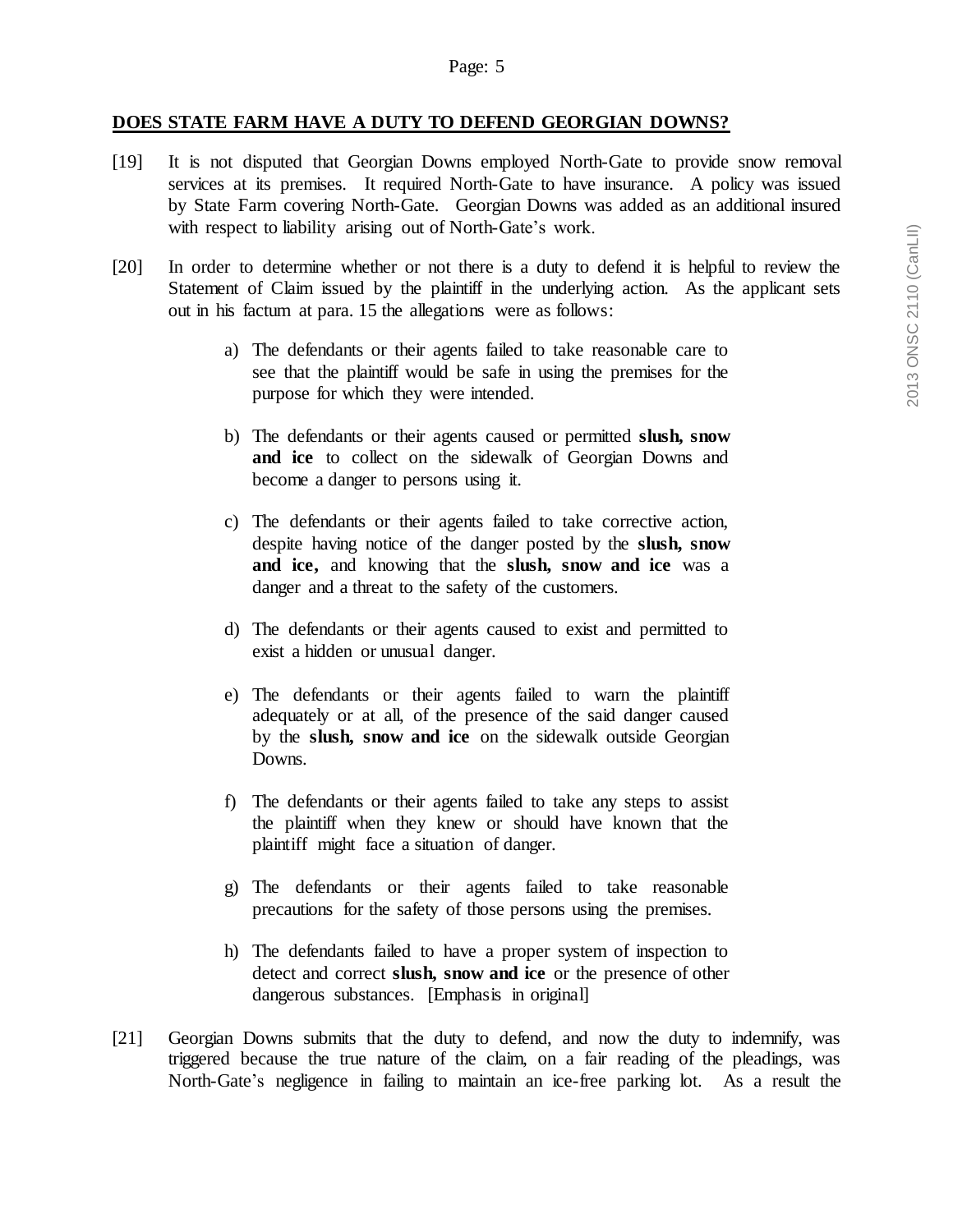**DOES STATE FARM HAVE A DUTY TO DEFEND GEORGIAN DOWNS?**

[19] It is not disputed that Georgian Downs employed North-Gate to provide snow removal services at its premises. It required North-Gate to have insurance. A policy was issued by State Farm covering North-Gate. Georgian Downs was added as an additional insured with respect to liability arising out of North-Gate's work.

[20] In order to determine whether or not there is a duty to defend it is helpful to review the Statement of Claim issued by the plaintiff in the underlying action. As the applicant sets out in his factum at para. 15 the allegations were as follows:

> a) The defendants or their agents failed to take reasonable care to see that the plaintiff would be safe in using the premises for the purpose for which they were intended.
>
> b) The defendants or their agents caused or permitted **slush, snow and ice** to collect on the sidewalk of Georgian Downs and become a danger to persons using it.
>
> c) The defendants or their agents failed to take corrective action, despite having notice of the danger posted by the **slush, snow and ice,** and knowing that the **slush, snow and ice** was a danger and a threat to the safety of the customers.
>
> d) The defendants or their agents caused to exist and permitted to exist a hidden or unusual danger.
>
> e) The defendants or their agents failed to warn the plaintiff adequately or at all, of the presence of the said danger caused by the **slush, snow and ice** on the sidewalk outside Georgian Downs.
>
> f) The defendants or their agents failed to take any steps to assist the plaintiff when they knew or should have known that the plaintiff might face a situation of danger.
>
> g) The defendants or their agents failed to take reasonable precautions for the safety of those persons using the premises.
>
> h) The defendants failed to have a proper system of inspection to detect and correct **slush, snow and ice** or the presence of other dangerous substances. [Emphasis in original]

[21] Georgian Downs submits that the duty to defend, and now the duty to indemnify, was triggered because the true nature of the claim, on a fair reading of the pleadings, was North-Gate's negligence in failing to maintain an ice-free parking lot. As a result the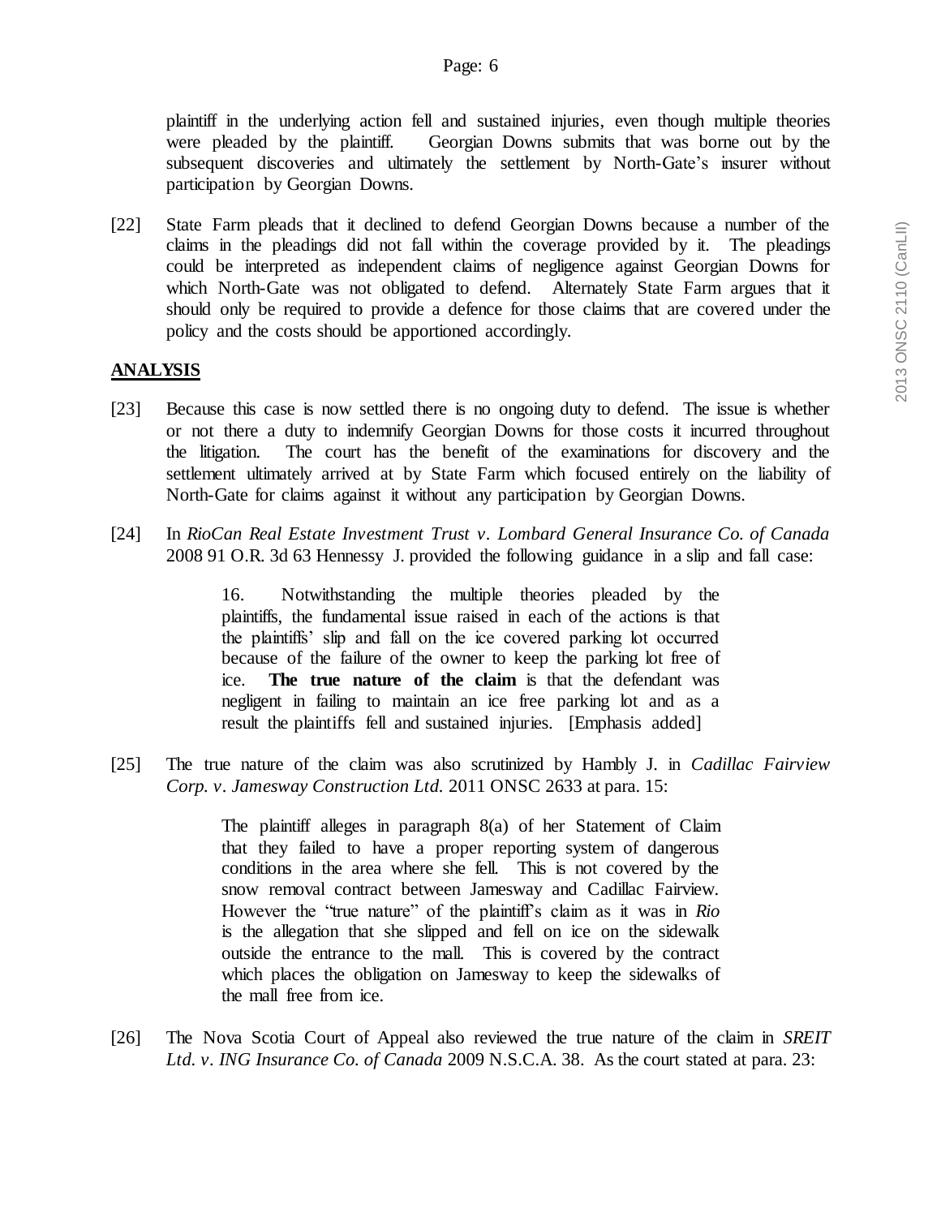plaintiff in the underlying action fell and sustained injuries, even though multiple theories were pleaded by the plaintiff. Georgian Downs submits that was borne out by the subsequent discoveries and ultimately the settlement by North-Gate's insurer without participation by Georgian Downs.

[22] State Farm pleads that it declined to defend Georgian Downs because a number of the claims in the pleadings did not fall within the coverage provided by it. The pleadings could be interpreted as independent claims of negligence against Georgian Downs for which North-Gate was not obligated to defend. Alternately State Farm argues that it should only be required to provide a defence for those claims that are covered under the policy and the costs should be apportioned accordingly.

## ANALYSIS

[23] Because this case is now settled there is no ongoing duty to defend. The issue is whether or not there a duty to indemnify Georgian Downs for those costs it incurred throughout the litigation. The court has the benefit of the examinations for discovery and the settlement ultimately arrived at by State Farm which focused entirely on the liability of North-Gate for claims against it without any participation by Georgian Downs.

[24] In *RioCan Real Estate Investment Trust v. Lombard General Insurance Co. of Canada* 2008 91 O.R. 3d 63 Hennessy J. provided the following guidance in a slip and fall case:

> 16. Notwithstanding the multiple theories pleaded by the plaintiffs, the fundamental issue raised in each of the actions is that the plaintiffs' slip and fall on the ice covered parking lot occurred because of the failure of the owner to keep the parking lot free of ice. **The true nature of the claim** is that the defendant was negligent in failing to maintain an ice free parking lot and as a result the plaintiffs fell and sustained injuries. [Emphasis added]

[25] The true nature of the claim was also scrutinized by Hambly J. in *Cadillac Fairview Corp. v. Jamesway Construction Ltd.* 2011 ONSC 2633 at para. 15:

> The plaintiff alleges in paragraph 8(a) of her Statement of Claim that they failed to have a proper reporting system of dangerous conditions in the area where she fell. This is not covered by the snow removal contract between Jamesway and Cadillac Fairview. However the "true nature" of the plaintiff's claim as it was in *Rio* is the allegation that she slipped and fell on ice on the sidewalk outside the entrance to the mall. This is covered by the contract which places the obligation on Jamesway to keep the sidewalks of the mall free from ice.

[26] The Nova Scotia Court of Appeal also reviewed the true nature of the claim in *SREIT Ltd. v. ING Insurance Co. of Canada* 2009 N.S.C.A. 38. As the court stated at para. 23: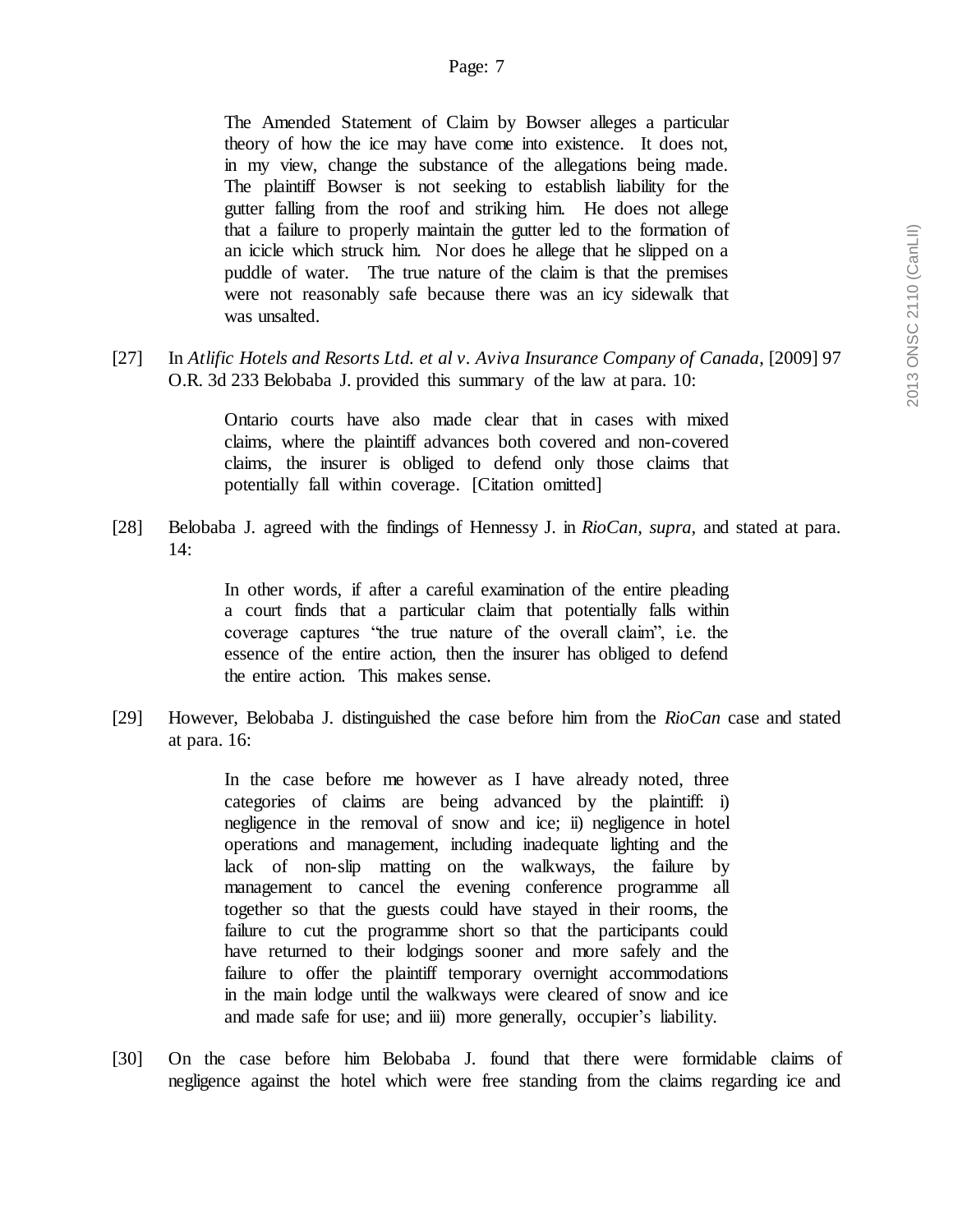> The Amended Statement of Claim by Bowser alleges a particular theory of how the ice may have come into existence. It does not, in my view, change the substance of the allegations being made. The plaintiff Bowser is not seeking to establish liability for the gutter falling from the roof and striking him. He does not allege that a failure to properly maintain the gutter led to the formation of an icicle which struck him. Nor does he allege that he slipped on a puddle of water. The true nature of the claim is that the premises were not reasonably safe because there was an icy sidewalk that was unsalted.

[27] In *Atlific Hotels and Resorts Ltd. et al v. Aviva Insurance Company of Canada*, [2009] 97 O.R. 3d 233 Belobaba J. provided this summary of the law at para. 10:

> Ontario courts have also made clear that in cases with mixed claims, where the plaintiff advances both covered and non-covered claims, the insurer is obliged to defend only those claims that potentially fall within coverage. [Citation omitted]

[28] Belobaba J. agreed with the findings of Hennessy J. in *RioCan*, *supra*, and stated at para. 14:

> In other words, if after a careful examination of the entire pleading a court finds that a particular claim that potentially falls within coverage captures "the true nature of the overall claim", i.e. the essence of the entire action, then the insurer has obliged to defend the entire action. This makes sense.

[29] However, Belobaba J. distinguished the case before him from the *RioCan* case and stated at para. 16:

> In the case before me however as I have already noted, three categories of claims are being advanced by the plaintiff: i) negligence in the removal of snow and ice; ii) negligence in hotel operations and management, including inadequate lighting and the lack of non-slip matting on the walkways, the failure by management to cancel the evening conference programme all together so that the guests could have stayed in their rooms, the failure to cut the programme short so that the participants could have returned to their lodgings sooner and more safely and the failure to offer the plaintiff temporary overnight accommodations in the main lodge until the walkways were cleared of snow and ice and made safe for use; and iii) more generally, occupier's liability.

[30] On the case before him Belobaba J. found that there were formidable claims of negligence against the hotel which were free standing from the claims regarding ice and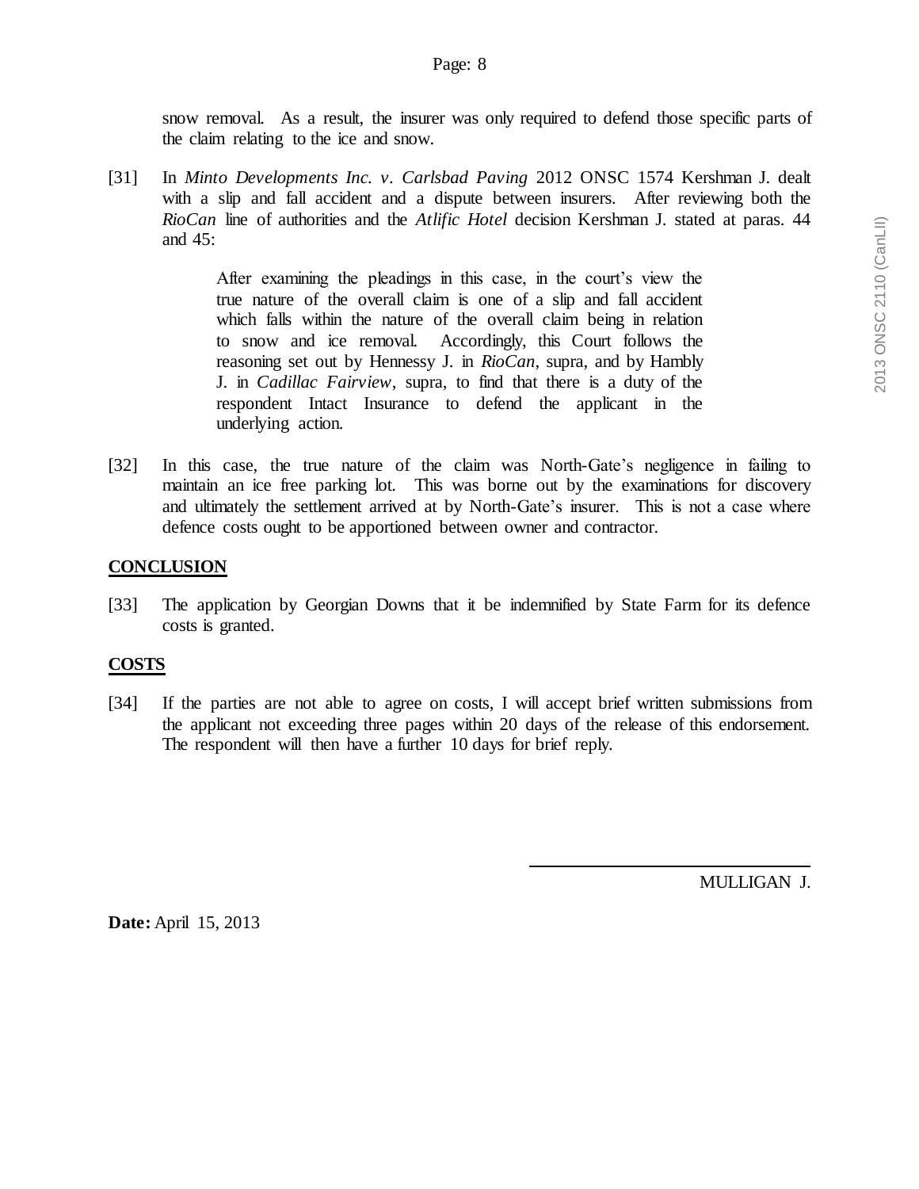snow removal. As a result, the insurer was only required to defend those specific parts of the claim relating to the ice and snow.

[31] In *Minto Developments Inc. v. Carlsbad Paving* 2012 ONSC 1574 Kershman J. dealt with a slip and fall accident and a dispute between insurers. After reviewing both the *RioCan* line of authorities and the *Atlific Hotel* decision Kershman J. stated at paras. 44 and 45:

> After examining the pleadings in this case, in the court's view the true nature of the overall claim is one of a slip and fall accident which falls within the nature of the overall claim being in relation to snow and ice removal. Accordingly, this Court follows the reasoning set out by Hennessy J. in *RioCan*, supra, and by Hambly J. in *Cadillac Fairview*, supra, to find that there is a duty of the respondent Intact Insurance to defend the applicant in the underlying action.

[32] In this case, the true nature of the claim was North-Gate's negligence in failing to maintain an ice free parking lot. This was borne out by the examinations for discovery and ultimately the settlement arrived at by North-Gate's insurer. This is not a case where defence costs ought to be apportioned between owner and contractor.

## CONCLUSION

[33] The application by Georgian Downs that it be indemnified by State Farm for its defence costs is granted.

## COSTS

[34] If the parties are not able to agree on costs, I will accept brief written submissions from the applicant not exceeding three pages within 20 days of the release of this endorsement. The respondent will then have a further 10 days for brief reply.

MULLIGAN J.

**Date:** April 15, 2013